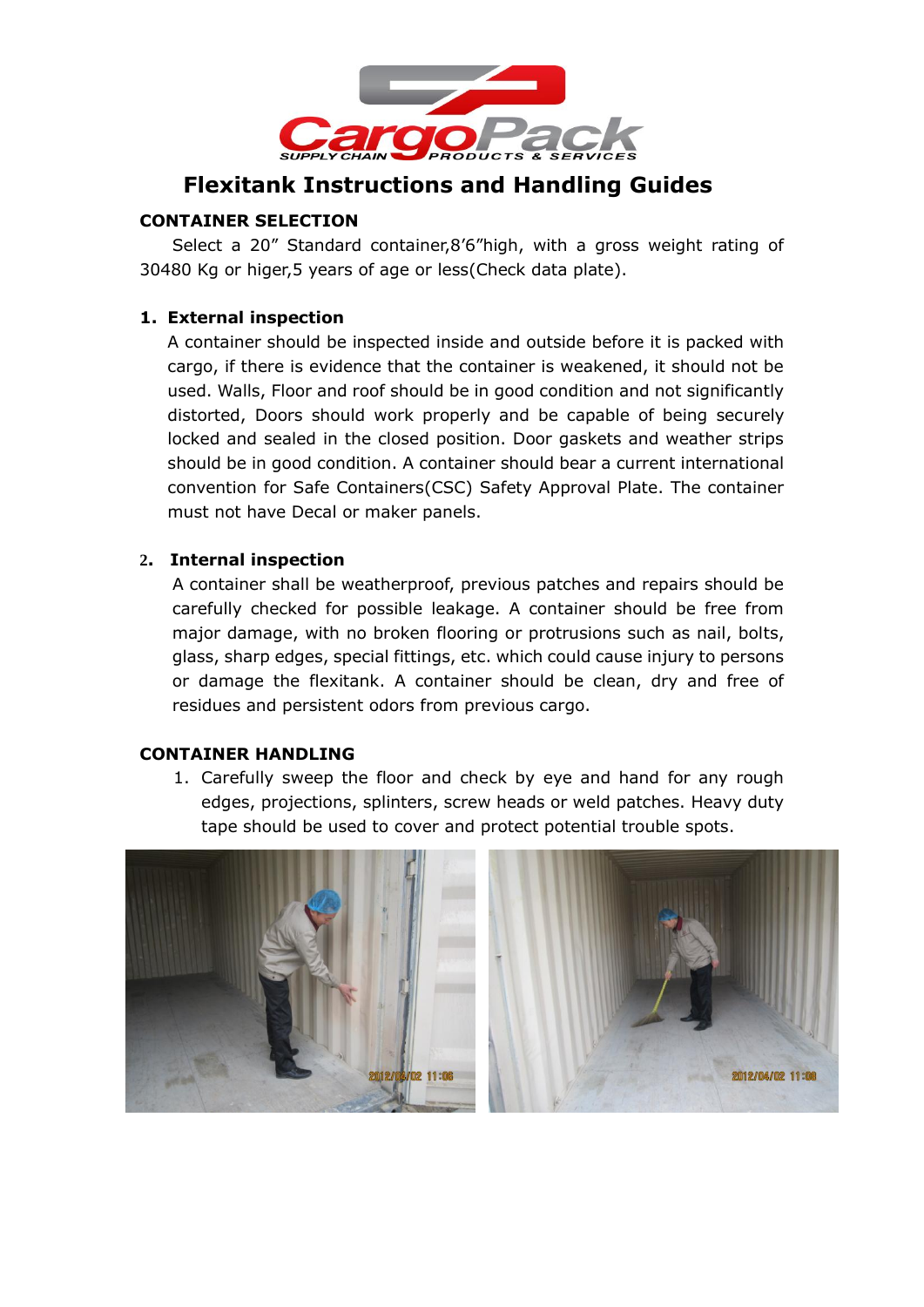# Flexitank Instructions and Handling Guides

## CONTAINER SELECTION

Select a 20" Standard container,8'6"high, with a gross weight rating of 30480 Kg or higer,5 years of age or less(Check data plate).

### 1. External inspection

A container should be inspected inside and outside before it is packed with cargo, if there is evidence that the container is weakened, it should not be used. Walls, Floor and roof should be in good condition and not significantly distorted, Doors should work properly and be capable of being securely locked and sealed in the closed position. Door gaskets and weather strips should be in good condition. A container should bear a current international convention for Safe Containers(CSC) Safety Approval Plate. The container must not have Decal or maker panels.

### 2. Internal inspection

A container shall be weatherproof, previous patches and repairs should be carefully checked for possible leakage. A container should be free from major damage, with no broken flooring or protrusions such as nail, bolts, glass, sharp edges, special fittings, etc. which could cause injury to persons or damage the flexitank. A container should be clean, dry and free of residues and persistent odors from previous cargo.

## CONTAINER HANDLING

1. Carefully sweep the floor and check by eye and hand for any rough edges, projections, splinters, screw heads or weld patches. Heavy duty tape should be used to cover and protect potential trouble spots.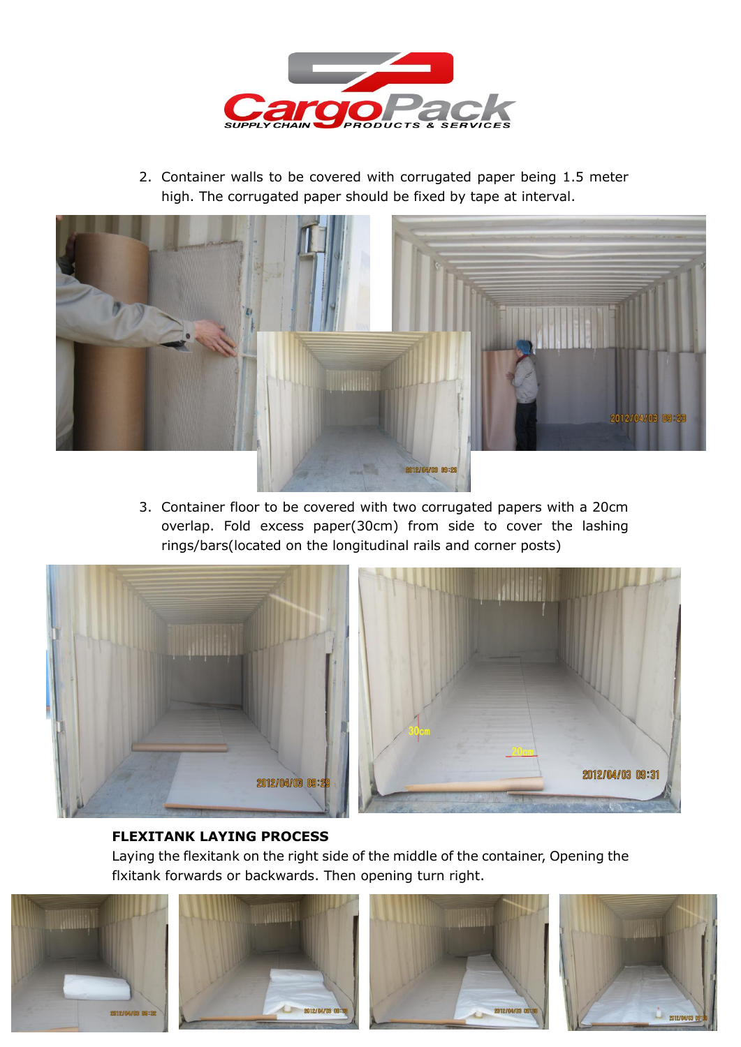2. Container walls to be covered with corrugated paper being 1.5 meter high. The corrugated paper should be fixed by tape at interval.

3. Container floor to be covered with two corrugated papers with a 20cm overlap. Fold excess paper(30cm) from side to cover the lashing rings/bars(located on the longitudinal rails and corner posts)

**FLEXITANK LAYING PROCESS**

Laying the flexitank on the right side of the middle of the container, Opening the flxitank forwards or backwards. Then opening turn right.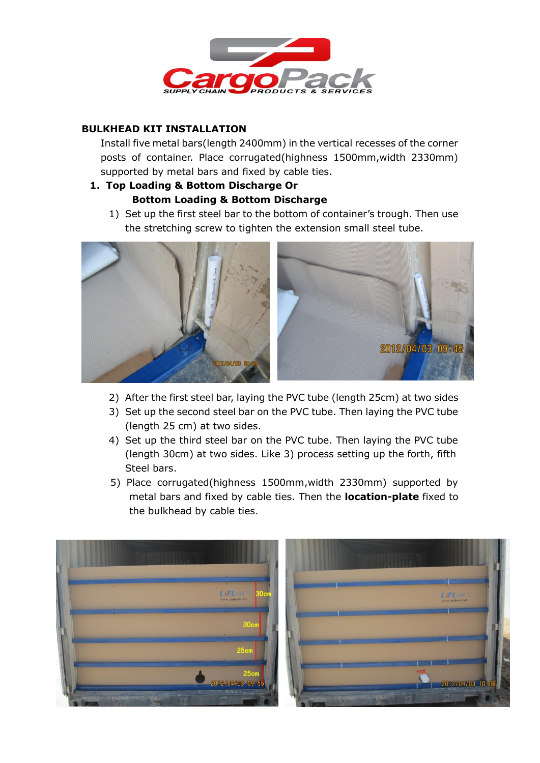## BULKHEAD KIT INSTALLATION

Install five metal bars(length 2400mm) in the vertical recesses of the corner posts of container. Place corrugated(highness 1500mm,width 2330mm) supported by metal bars and fixed by cable ties.

### 1. Top Loading & Bottom Discharge Or Bottom Loading & Bottom Discharge

1) Set up the first steel bar to the bottom of container's trough. Then use the stretching screw to tighten the extension small steel tube.

2) After the first steel bar, laying the PVC tube (length 25cm) at two sides
3) Set up the second steel bar on the PVC tube. Then laying the PVC tube (length 25 cm) at two sides.
4) Set up the third steel bar on the PVC tube. Then laying the PVC tube (length 30cm) at two sides. Like 3) process setting up the forth, fifth Steel bars.
5) Place corrugated(highness 1500mm,width 2330mm) supported by metal bars and fixed by cable ties. Then the **location-plate** fixed to the bulkhead by cable ties.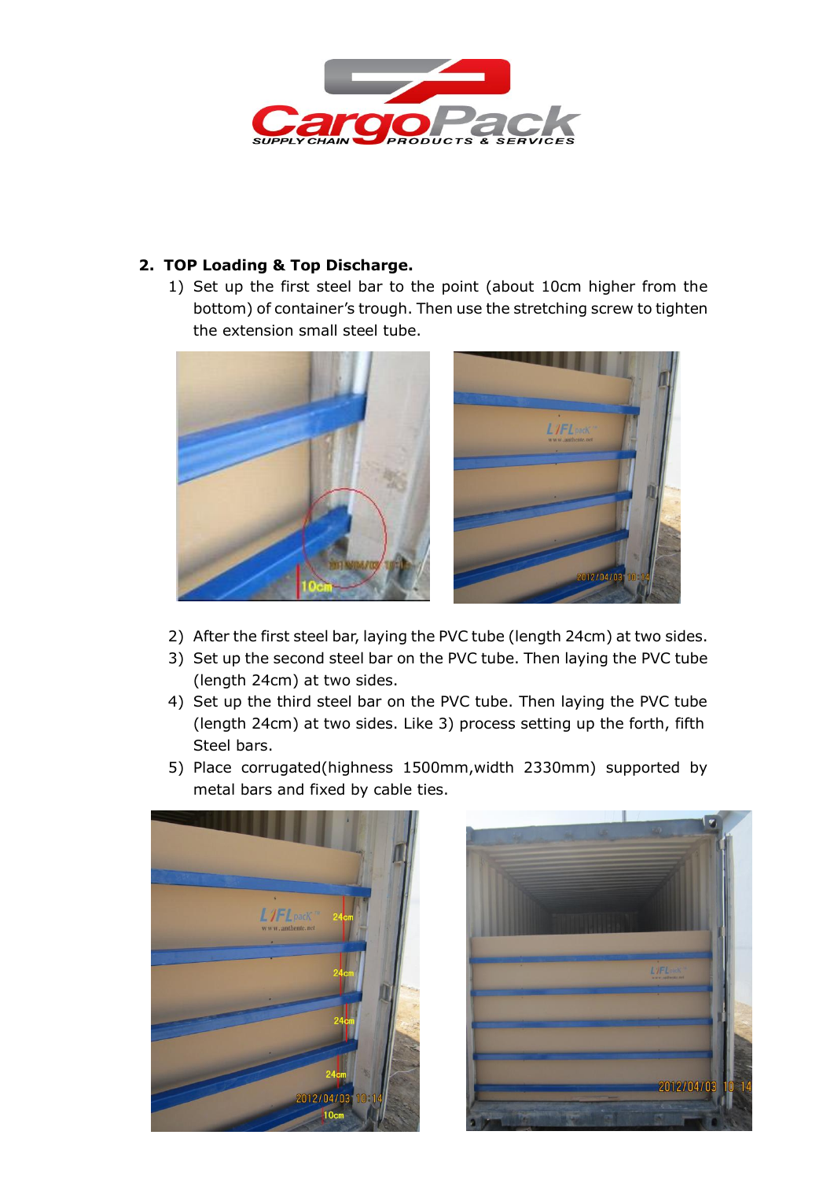## 2. TOP Loading & Top Discharge.

1) Set up the first steel bar to the point (about 10cm higher from the bottom) of container's trough. Then use the stretching screw to tighten the extension small steel tube.

2) After the first steel bar, laying the PVC tube (length 24cm) at two sides.
3) Set up the second steel bar on the PVC tube. Then laying the PVC tube (length 24cm) at two sides.
4) Set up the third steel bar on the PVC tube. Then laying the PVC tube (length 24cm) at two sides. Like 3) process setting up the forth, fifth Steel bars.
5) Place corrugated(highness 1500mm,width 2330mm) supported by metal bars and fixed by cable ties.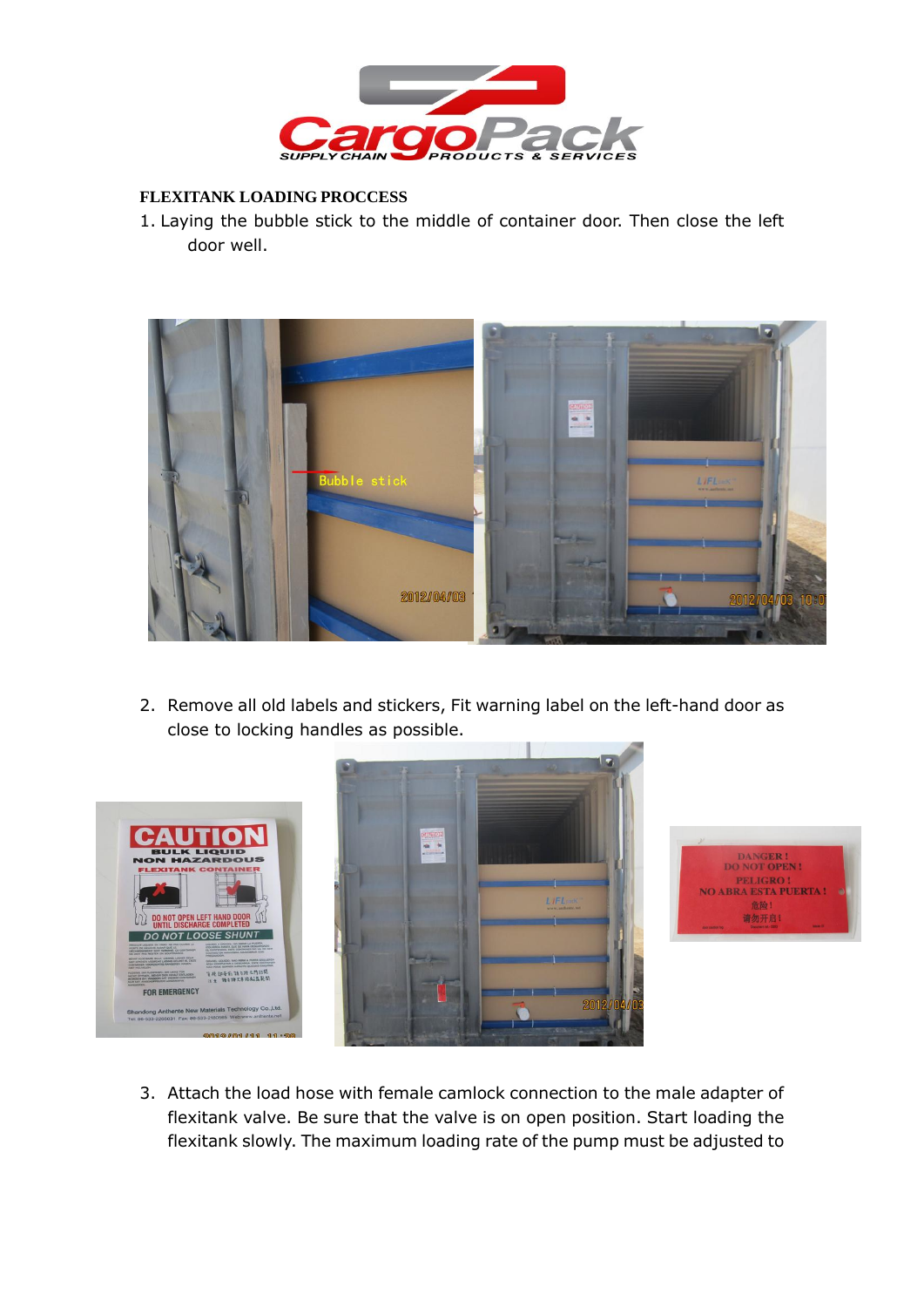**FLEXITANK LOADING PROCCESS**

1. Laying the bubble stick to the middle of container door. Then close the left door well.

2. Remove all old labels and stickers, Fit warning label on the left-hand door as close to locking handles as possible.

3. Attach the load hose with female camlock connection to the male adapter of flexitank valve. Be sure that the valve is on open position. Start loading the flexitank slowly. The maximum loading rate of the pump must be adjusted to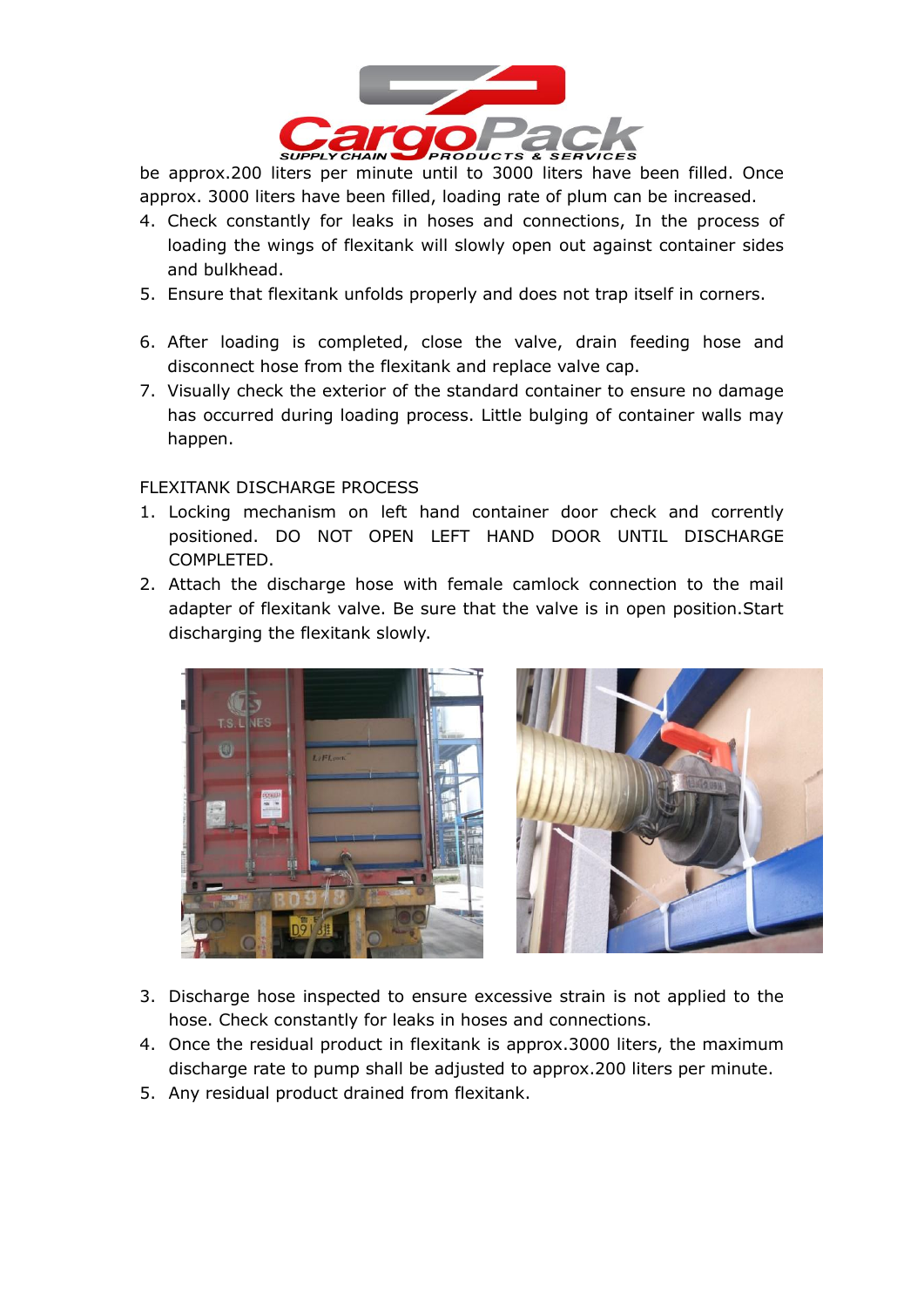be approx.200 liters per minute until to 3000 liters have been filled. Once approx. 3000 liters have been filled, loading rate of plum can be increased.

4. Check constantly for leaks in hoses and connections, In the process of loading the wings of flexitank will slowly open out against container sides and bulkhead.
5. Ensure that flexitank unfolds properly and does not trap itself in corners.
6. After loading is completed, close the valve, drain feeding hose and disconnect hose from the flexitank and replace valve cap.
7. Visually check the exterior of the standard container to ensure no damage has occurred during loading process. Little bulging of container walls may happen.

FLEXITANK DISCHARGE PROCESS

1. Locking mechanism on left hand container door check and corrently positioned. DO NOT OPEN LEFT HAND DOOR UNTIL DISCHARGE COMPLETED.
2. Attach the discharge hose with female camlock connection to the mail adapter of flexitank valve. Be sure that the valve is in open position.Start discharging the flexitank slowly.
3. Discharge hose inspected to ensure excessive strain is not applied to the hose. Check constantly for leaks in hoses and connections.
4. Once the residual product in flexitank is approx.3000 liters, the maximum discharge rate to pump shall be adjusted to approx.200 liters per minute.
5. Any residual product drained from flexitank.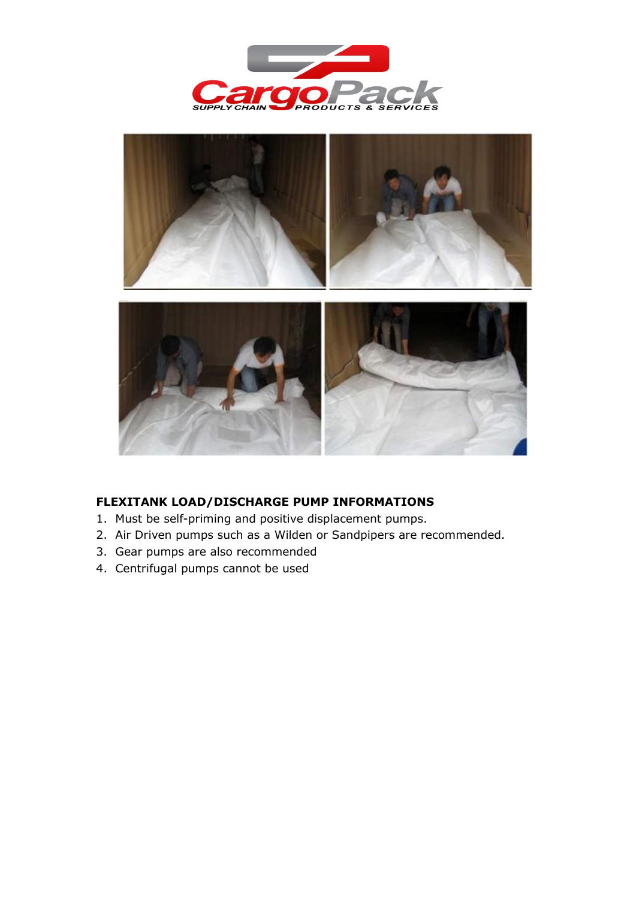**FLEXITANK LOAD/DISCHARGE PUMP INFORMATIONS**

1. Must be self-priming and positive displacement pumps.
2. Air Driven pumps such as a Wilden or Sandpipers are recommended.
3. Gear pumps are also recommended
4. Centrifugal pumps cannot be used